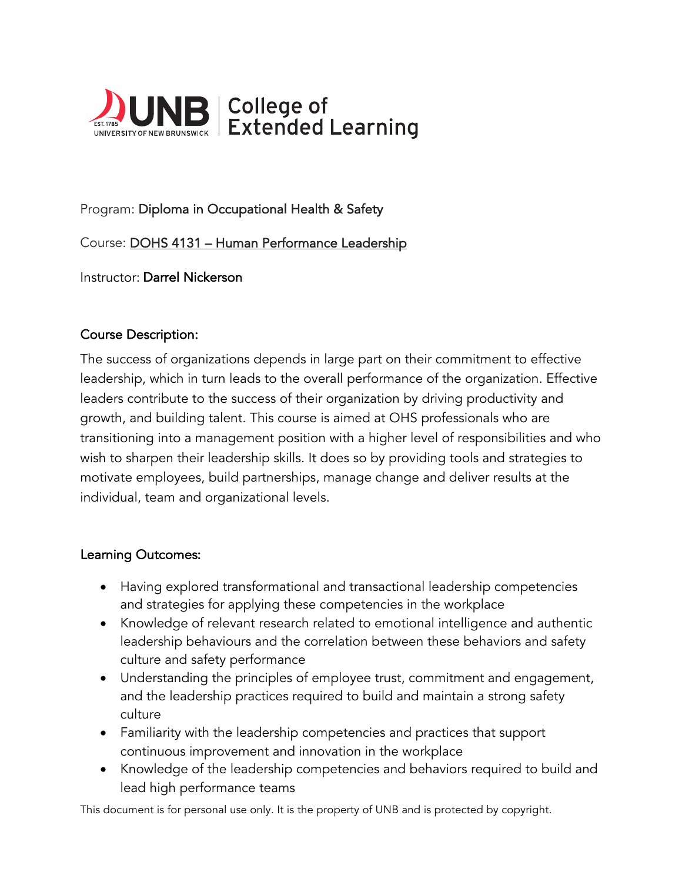UNB | College of Extended Learning

Program: Diploma in Occupational Health & Safety

Course: DOHS 4131 – Human Performance Leadership

Instructor: Darrel Nickerson

## Course Description:

The success of organizations depends in large part on their commitment to effective leadership, which in turn leads to the overall performance of the organization. Effective leaders contribute to the success of their organization by driving productivity and growth, and building talent. This course is aimed at OHS professionals who are transitioning into a management position with a higher level of responsibilities and who wish to sharpen their leadership skills. It does so by providing tools and strategies to motivate employees, build partnerships, manage change and deliver results at the individual, team and organizational levels.

## Learning Outcomes:

- Having explored transformational and transactional leadership competencies and strategies for applying these competencies in the workplace
- Knowledge of relevant research related to emotional intelligence and authentic leadership behaviours and the correlation between these behaviors and safety culture and safety performance
- Understanding the principles of employee trust, commitment and engagement, and the leadership practices required to build and maintain a strong safety culture
- Familiarity with the leadership competencies and practices that support continuous improvement and innovation in the workplace
- Knowledge of the leadership competencies and behaviors required to build and lead high performance teams

This document is for personal use only. It is the property of UNB and is protected by copyright.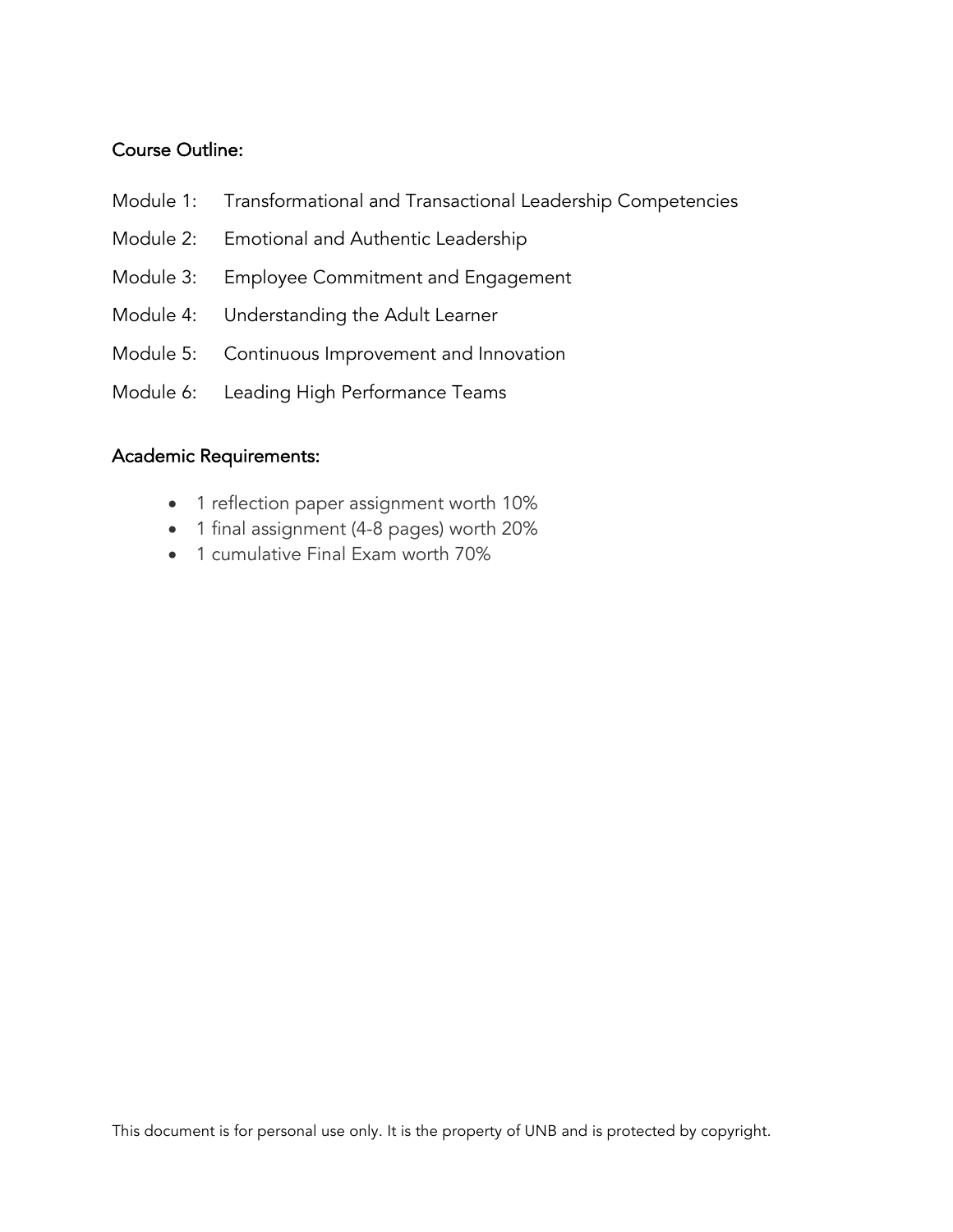## Course Outline:

Module 1: Transformational and Transactional Leadership Competencies

Module 2: Emotional and Authentic Leadership

Module 3: Employee Commitment and Engagement

Module 4: Understanding the Adult Learner

Module 5: Continuous Improvement and Innovation

Module 6: Leading High Performance Teams

## Academic Requirements:

- 1 reflection paper assignment worth 10%
- 1 final assignment (4-8 pages) worth 20%
- 1 cumulative Final Exam worth 70%

This document is for personal use only. It is the property of UNB and is protected by copyright.